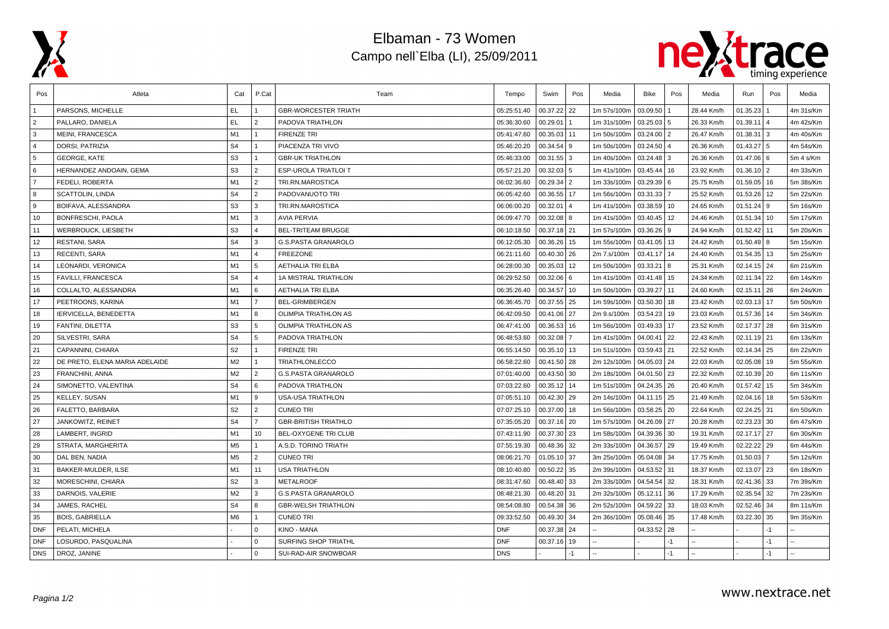# Elbaman - 73 Women

## Campo nell`Elba (LI), 25/09/2011

| Pos | Atleta | Cat | P.Cat | Team | Tempo | Swim | Pos | Media | Bike | Pos | Media | Run | Pos | Media |
|---|---|---|---|---|---|---|---|---|---|---|---|---|---|---|
| 1 | PARSONS, MICHELLE | EL | 1 | GBR-WORCESTER TRIATH | 05:25:51.40 | 00.37.22 | 22 | 1m 57s/100m | 03.09.50 | 1 | 28.44 Km/h | 01.35.23 | 1 | 4m 31s/Km |
| 2 | PALLARO, DANIELA | EL | 2 | PADOVA TRIATHLON | 05:36:30.60 | 00.29.01 | 1 | 1m 31s/100m | 03.25.03 | 5 | 26.33 Km/h | 01.39.11 | 4 | 4m 42s/Km |
| 3 | MEINI, FRANCESCA | M1 | 1 | FIRENZE TRI | 05:41:47.60 | 00.35.03 | 11 | 1m 50s/100m | 03.24.00 | 2 | 26.47 Km/h | 01.38.31 | 3 | 4m 40s/Km |
| 4 | DORSI, PATRIZIA | S4 | 1 | PIACENZA TRI VIVO | 05:46:20.20 | 00.34.54 | 9 | 1m 50s/100m | 03.24.50 | 4 | 26.36 Km/h | 01.43.27 | 5 | 4m 54s/Km |
| 5 | GEORGE, KATE | S3 | 1 | GBR-UK TRIATHLON | 05:46:33.00 | 00.31.55 | 3 | 1m 40s/100m | 03.24.48 | 3 | 26.36 Km/h | 01.47.06 | 6 | 5m 4 s/Km |
| 6 | HERNANDEZ ANDOAIN, GEMA | S3 | 2 | ESP-UROLA TRIATLOI T | 05:57:21.20 | 00.32.03 | 5 | 1m 41s/100m | 03.45.44 | 16 | 23.92 Km/h | 01.36.10 | 2 | 4m 33s/Km |
| 7 | FEDELI, ROBERTA | M1 | 2 | TRI.RN.MAROSTICA | 06:02:36.60 | 00.29.34 | 2 | 1m 33s/100m | 03.29.39 | 6 | 25.75 Km/h | 01.59.05 | 16 | 5m 38s/Km |
| 8 | SCATTOLIN, LINDA | S4 | 2 | PADOVANUOTO TRI | 06:05:42.60 | 00.36.55 | 17 | 1m 56s/100m | 03.31.33 | 7 | 25.52 Km/h | 01.53.26 | 12 | 5m 22s/Km |
| 9 | BOIFAVA, ALESSANDRA | S3 | 3 | TRI.RN.MAROSTICA | 06:06:00.20 | 00.32.01 | 4 | 1m 41s/100m | 03.38.59 | 10 | 24.65 Km/h | 01.51.24 | 9 | 5m 16s/Km |
| 10 | BONFRESCHI, PAOLA | M1 | 3 | AVIA PERVIA | 06:09:47.70 | 00.32.08 | 8 | 1m 41s/100m | 03.40.45 | 12 | 24.46 Km/h | 01.51.34 | 10 | 5m 17s/Km |
| 11 | WERBROUCK, LIESBETH | S3 | 4 | BEL-TRITEAM BRUGGE | 06:10:18.50 | 00.37.18 | 21 | 1m 57s/100m | 03.36.26 | 9 | 24.94 Km/h | 01.52.42 | 11 | 5m 20s/Km |
| 12 | RESTANI, SARA | S4 | 3 | G.S.PASTA GRANAROLO | 06:12:05.30 | 00.36.26 | 15 | 1m 55s/100m | 03.41.05 | 13 | 24.42 Km/h | 01.50.49 | 8 | 5m 15s/Km |
| 13 | RECENTI, SARA | M1 | 4 | FREEZONE | 06:21:11.60 | 00.40.30 | 26 | 2m 7.s/100m | 03.41.17 | 14 | 24.40 Km/h | 01.54.35 | 13 | 5m 25s/Km |
| 14 | LEONARDI, VERONICA | M1 | 5 | AETHALIA TRI ELBA | 06:28:00.30 | 00.35.03 | 12 | 1m 50s/100m | 03.33.21 | 8 | 25.31 Km/h | 02.14.15 | 24 | 6m 21s/Km |
| 15 | FAVILLI, FRANCESCA | S4 | 4 | 1A MISTRAL TRIATHLON | 06:29:52.50 | 00.32.06 | 6 | 1m 41s/100m | 03.41.48 | 15 | 24.34 Km/h | 02.11.34 | 22 | 6m 14s/Km |
| 16 | COLLALTO, ALESSANDRA | M1 | 6 | AETHALIA TRI ELBA | 06:35:26.40 | 00.34.57 | 10 | 1m 50s/100m | 03.39.27 | 11 | 24.60 Km/h | 02.15.11 | 26 | 6m 24s/Km |
| 17 | PEETROONS, KARINA | M1 | 7 | BEL-GRIMBERGEN | 06:36:45.70 | 00.37.55 | 25 | 1m 59s/100m | 03.50.30 | 18 | 23.42 Km/h | 02.03.13 | 17 | 5m 50s/Km |
| 18 | IERVICELLA, BENEDETTA | M1 | 8 | OLIMPIA TRIATHLON AS | 06:42:09.50 | 00.41.06 | 27 | 2m 9.s/100m | 03.54.23 | 19 | 23.03 Km/h | 01.57.36 | 14 | 5m 34s/Km |
| 19 | FANTINI, DILETTA | S3 | 5 | OLIMPIA TRIATHLON AS | 06:47:41.00 | 00.36.53 | 16 | 1m 56s/100m | 03.49.33 | 17 | 23.52 Km/h | 02.17.37 | 28 | 6m 31s/Km |
| 20 | SILVESTRI, SARA | S4 | 5 | PADOVA TRIATHLON | 06:48:53.60 | 00.32.08 | 7 | 1m 41s/100m | 04.00.41 | 22 | 22.43 Km/h | 02.11.19 | 21 | 6m 13s/Km |
| 21 | CAPANNINI, CHIARA | S2 | 1 | FIRENZE TRI | 06:55:14.50 | 00.35.10 | 13 | 1m 51s/100m | 03.59.43 | 21 | 22.52 Km/h | 02.14.34 | 25 | 6m 22s/Km |
| 22 | DE PRETO, ELENA MARIA ADELAIDE | M2 | 1 | TRIATHLONLECCO | 06:58:22.60 | 00.41.50 | 28 | 2m 12s/100m | 04.05.03 | 24 | 22.03 Km/h | 02.05.08 | 19 | 5m 55s/Km |
| 23 | FRANCHINI, ANNA | M2 | 2 | G.S.PASTA GRANAROLO | 07:01:40.00 | 00.43.50 | 30 | 2m 18s/100m | 04.01.50 | 23 | 22.32 Km/h | 02.10.39 | 20 | 6m 11s/Km |
| 24 | SIMONETTO, VALENTINA | S4 | 6 | PADOVA TRIATHLON | 07:03:22.60 | 00.35.12 | 14 | 1m 51s/100m | 04.24.35 | 26 | 20.40 Km/h | 01.57.42 | 15 | 5m 34s/Km |
| 25 | KELLEY, SUSAN | M1 | 9 | USA-USA TRIATHLON | 07:05:51.10 | 00.42.30 | 29 | 2m 14s/100m | 04.11.15 | 25 | 21.49 Km/h | 02.04.16 | 18 | 5m 53s/Km |
| 26 | FALETTO, BARBARA | S2 | 2 | CUNEO TRI | 07:07:25.10 | 00.37.00 | 18 | 1m 56s/100m | 03.58.25 | 20 | 22.64 Km/h | 02.24.25 | 31 | 6m 50s/Km |
| 27 | JANKOWITZ, REINET | S4 | 7 | GBR-BRITISH TRIATHLO | 07:35:05.20 | 00.37.16 | 20 | 1m 57s/100m | 04.26.09 | 27 | 20.28 Km/h | 02.23.23 | 30 | 6m 47s/Km |
| 28 | LAMBERT, INGRID | M1 | 10 | BEL-OXYGENE TRI CLUB | 07:43:11.90 | 00.37.30 | 23 | 1m 58s/100m | 04.39.36 | 30 | 19.31 Km/h | 02.17.17 | 27 | 6m 30s/Km |
| 29 | STRATA, MARGHERITA | M5 | 1 | A.S.D. TORINO TRIATH | 07:55:19.30 | 00.48.36 | 32 | 2m 33s/100m | 04.36.57 | 29 | 19.49 Km/h | 02.22.22 | 29 | 6m 44s/Km |
| 30 | DAL BEN, NADIA | M5 | 2 | CUNEO TRI | 08:06:21.70 | 01.05.10 | 37 | 3m 25s/100m | 05.04.08 | 34 | 17.75 Km/h | 01.50.03 | 7 | 5m 12s/Km |
| 31 | BAKKER-MULDER, ILSE | M1 | 11 | USA TRIATHLON | 08:10:40.80 | 00.50.22 | 35 | 2m 39s/100m | 04.53.52 | 31 | 18.37 Km/h | 02.13.07 | 23 | 6m 18s/Km |
| 32 | MORESCHINI, CHIARA | S2 | 3 | METALROOF | 08:31:47.60 | 00.48.40 | 33 | 2m 33s/100m | 04.54.54 | 32 | 18.31 Km/h | 02.41.36 | 33 | 7m 39s/Km |
| 33 | DARNOIS, VALERIE | M2 | 3 | G.S.PASTA GRANAROLO | 08:48:21.30 | 00.48.20 | 31 | 2m 32s/100m | 05.12.11 | 36 | 17.29 Km/h | 02.35.54 | 32 | 7m 23s/Km |
| 34 | JAMES, RACHEL | S4 | 8 | GBR-WELSH TRIATHLON | 08:54:08.80 | 00.54.38 | 36 | 2m 52s/100m | 04.59.22 | 33 | 18.03 Km/h | 02.52.46 | 34 | 8m 11s/Km |
| 35 | BOIS, GABRIELLA | M6 | 1 | CUNEO TRI | 09:33:52.50 | 00.49.30 | 34 | 2m 36s/100m | 05.08.46 | 35 | 17.48 Km/h | 03.22.30 | 35 | 9m 35s/Km |
| DNF | PELATI, MICHELA | - | 0 | KINO - MANA | DNF | 00.37.38 | 24 | -- | 04.33.52 | 28 | -- | - | -1 | -- |
| DNF | LOSURDO, PASQUALINA | - | 0 | SURFING SHOP TRIATHL | DNF | 00.37.16 | 19 | -- | - | -1 | -- | - | -1 | -- |
| DNS | DROZ, JANINE | - | 0 | SUI-RAD-AIR SNOWBOAR | DNS | - | -1 | -- | - | -1 | -- | - | -1 | -- |

www.nextrace.net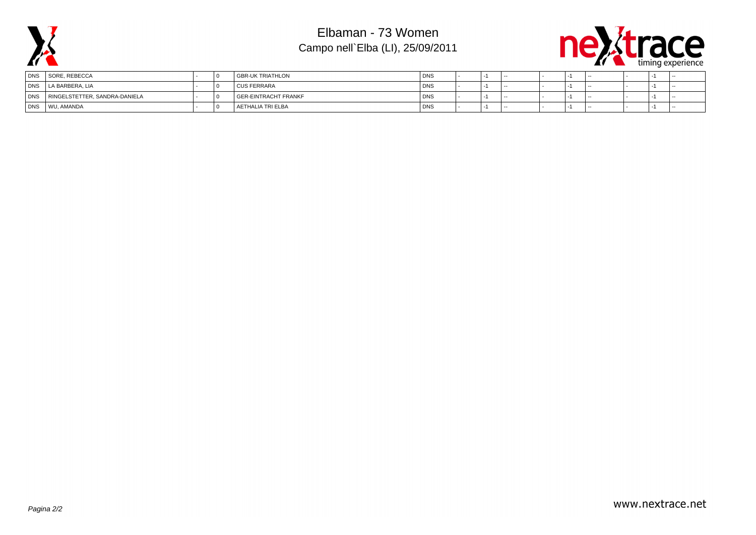# Elbaman - 73 Women

## Campo nell`Elba (LI), 25/09/2011

| | | | | | | | | | | | | | | |
|---|---|---|---|---|---|---|---|---|---|---|---|---|---|---|
| DNS | SORE, REBECCA | - | 0 | GBR-UK TRIATHLON | DNS | - | -1 | -- | - | -1 | -- | - | -1 | -- |
| DNS | LA BARBERA, LIA | - | 0 | CUS FERRARA | DNS | - | -1 | -- | - | -1 | -- | - | -1 | -- |
| DNS | RINGELSTETTER, SANDRA-DANIELA | - | 0 | GER-EINTRACHT FRANKF | DNS | - | -1 | -- | - | -1 | -- | - | -1 | -- |
| DNS | WU, AMANDA | - | 0 | AETHALIA TRI ELBA | DNS | - | -1 | -- | - | -1 | -- | - | -1 | -- |

www.nextrace.net